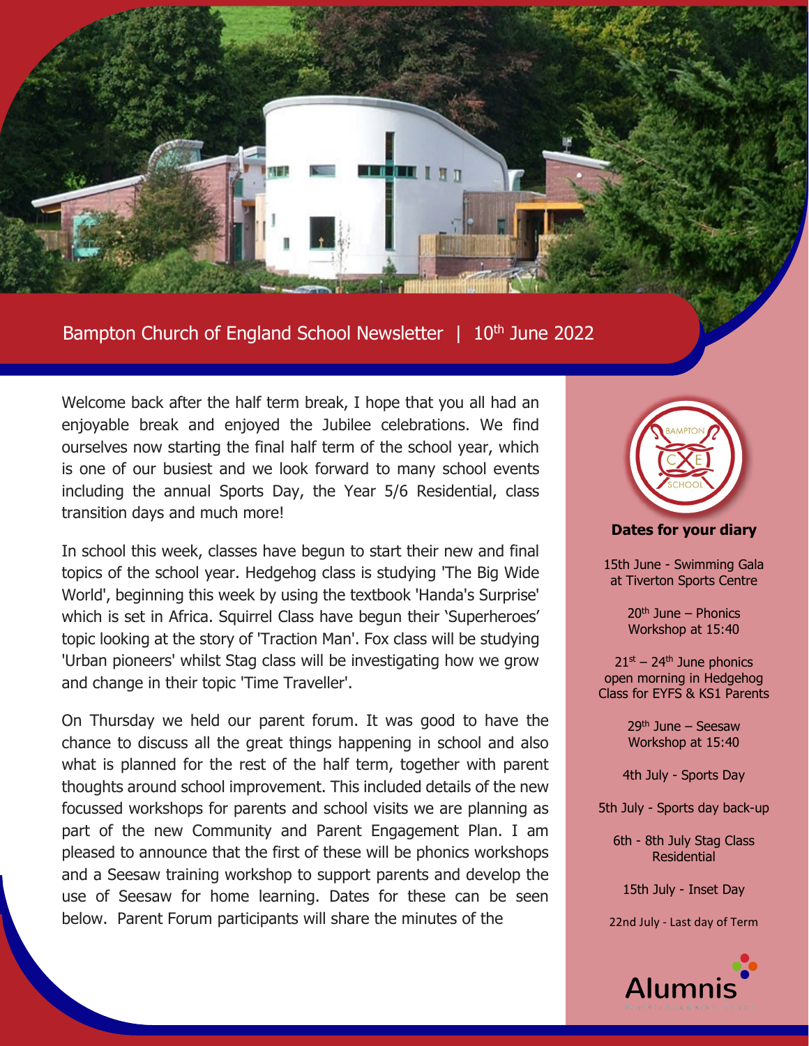# Bampton Church of England School Newsletter | 10th June 2022

Welcome back after the half term break, I hope that you all had an enjoyable break and enjoyed the Jubilee celebrations. We find ourselves now starting the final half term of the school year, which is one of our busiest and we look forward to many school events including the annual Sports Day, the Year 5/6 Residential, class transition days and much more!

In school this week, classes have begun to start their new and final topics of the school year. Hedgehog class is studying 'The Big Wide World', beginning this week by using the textbook 'Handa's Surprise' which is set in Africa. Squirrel Class have begun their 'Superheroes' topic looking at the story of 'Traction Man'. Fox class will be studying 'Urban pioneers' whilst Stag class will be investigating how we grow and change in their topic 'Time Traveller'.

On Thursday we held our parent forum. It was good to have the chance to discuss all the great things happening in school and also what is planned for the rest of the half term, together with parent thoughts around school improvement. This included details of the new focussed workshops for parents and school visits we are planning as part of the new Community and Parent Engagement Plan. I am pleased to announce that the first of these will be phonics workshops and a Seesaw training workshop to support parents and develop the use of Seesaw for home learning. Dates for these can be seen below. Parent Forum participants will share the minutes of the

**Dates for your diary**

15th June - Swimming Gala at Tiverton Sports Centre

20th June – Phonics Workshop at 15:40

21st – 24th June phonics open morning in Hedgehog Class for EYFS & KS1 Parents

29th June – Seesaw Workshop at 15:40

4th July - Sports Day

5th July - Sports day back-up

6th - 8th July Stag Class Residential

15th July - Inset Day

22nd July - Last day of Term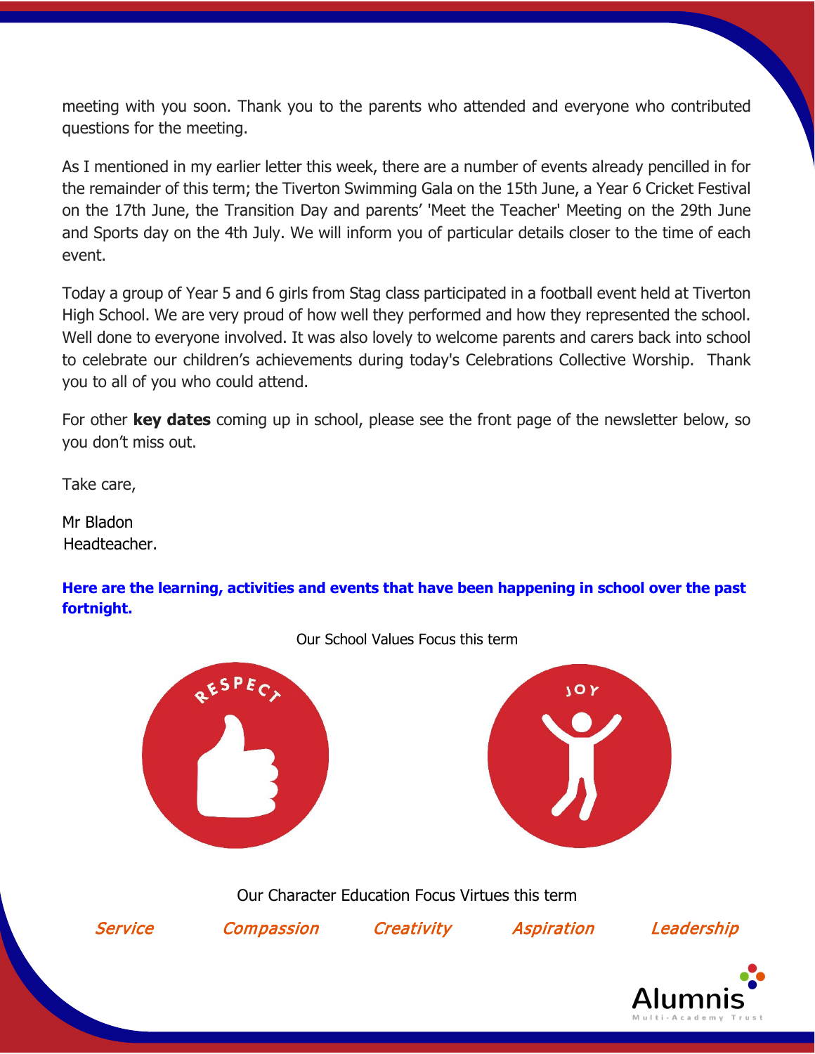meeting with you soon. Thank you to the parents who attended and everyone who contributed questions for the meeting.

As I mentioned in my earlier letter this week, there are a number of events already pencilled in for the remainder of this term; the Tiverton Swimming Gala on the 15th June, a Year 6 Cricket Festival on the 17th June, the Transition Day and parents' 'Meet the Teacher' Meeting on the 29th June and Sports day on the 4th July. We will inform you of particular details closer to the time of each event.

Today a group of Year 5 and 6 girls from Stag class participated in a football event held at Tiverton High School. We are very proud of how well they performed and how they represented the school. Well done to everyone involved. It was also lovely to welcome parents and carers back into school to celebrate our children's achievements during today's Celebrations Collective Worship. Thank you to all of you who could attend.

For other **key dates** coming up in school, please see the front page of the newsletter below, so you don't miss out.

Take care,

Mr Bladon
Headteacher.

**Here are the learning, activities and events that have been happening in school over the past fortnight.**

Our School Values Focus this term

RESPECT

JOY

Our Character Education Focus Virtues this term

*Service* *Compassion* *Creativity* *Aspiration* *Leadership*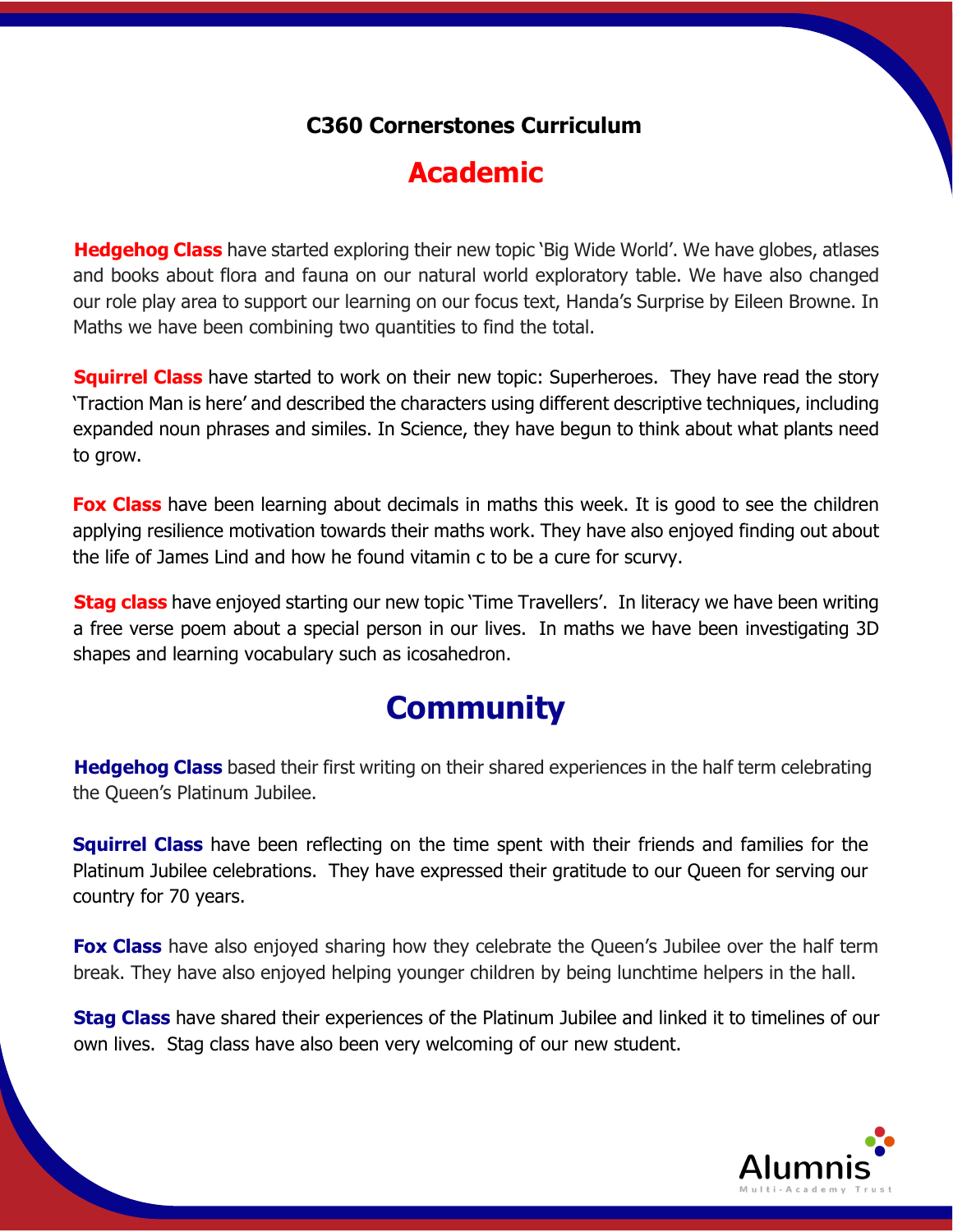**C360 Cornerstones Curriculum**

## Academic

**Hedgehog Class** have started exploring their new topic 'Big Wide World'. We have globes, atlases and books about flora and fauna on our natural world exploratory table. We have also changed our role play area to support our learning on our focus text, Handa's Surprise by Eileen Browne. In Maths we have been combining two quantities to find the total.

**Squirrel Class** have started to work on their new topic: Superheroes. They have read the story 'Traction Man is here' and described the characters using different descriptive techniques, including expanded noun phrases and similes. In Science, they have begun to think about what plants need to grow.

**Fox Class** have been learning about decimals in maths this week. It is good to see the children applying resilience motivation towards their maths work. They have also enjoyed finding out about the life of James Lind and how he found vitamin c to be a cure for scurvy.

**Stag class** have enjoyed starting our new topic 'Time Travellers'. In literacy we have been writing a free verse poem about a special person in our lives. In maths we have been investigating 3D shapes and learning vocabulary such as icosahedron.

## Community

**Hedgehog Class** based their first writing on their shared experiences in the half term celebrating the Queen's Platinum Jubilee.

**Squirrel Class** have been reflecting on the time spent with their friends and families for the Platinum Jubilee celebrations. They have expressed their gratitude to our Queen for serving our country for 70 years.

**Fox Class** have also enjoyed sharing how they celebrate the Queen's Jubilee over the half term break. They have also enjoyed helping younger children by being lunchtime helpers in the hall.

**Stag Class** have shared their experiences of the Platinum Jubilee and linked it to timelines of our own lives. Stag class have also been very welcoming of our new student.

Alumnis
Multi-Academy Trust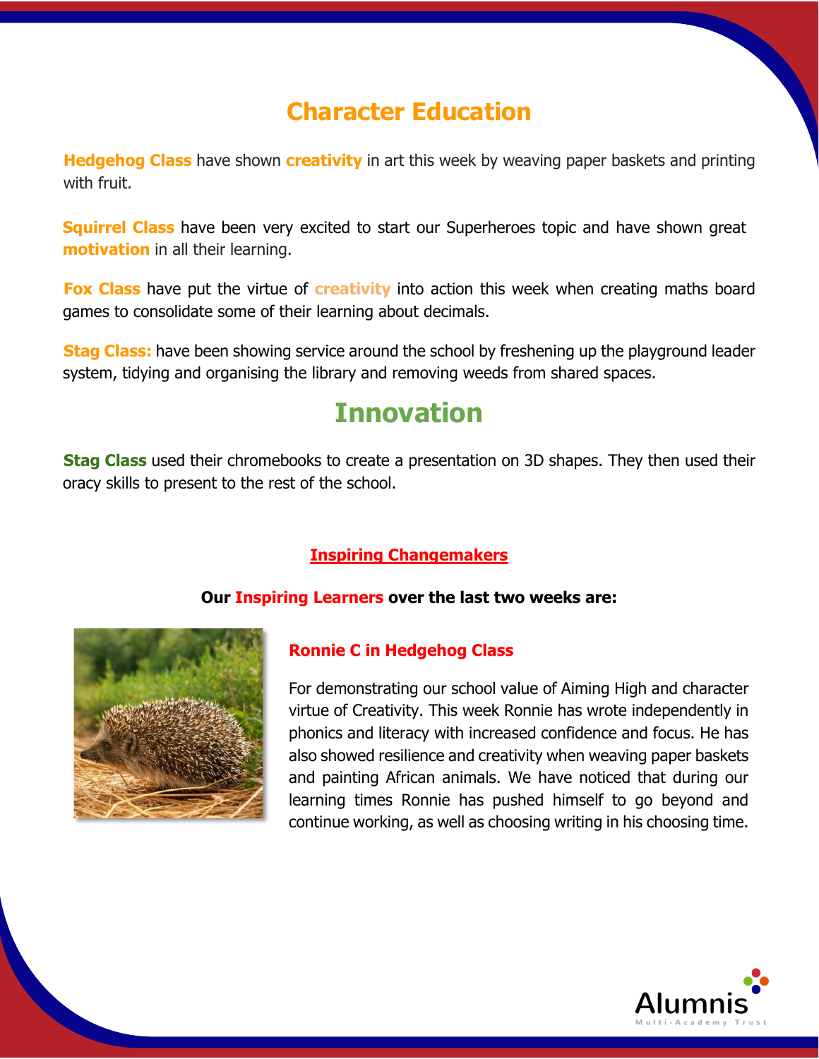# Character Education

**Hedgehog Class** have shown **creativity** in art this week by weaving paper baskets and printing with fruit.

**Squirrel Class** have been very excited to start our Superheroes topic and have shown great **motivation** in all their learning.

**Fox Class** have put the virtue of **creativity** into action this week when creating maths board games to consolidate some of their learning about decimals.

**Stag Class:** have been showing service around the school by freshening up the playground leader system, tidying and organising the library and removing weeds from shared spaces.

# Innovation

**Stag Class** used their chromebooks to create a presentation on 3D shapes. They then used their oracy skills to present to the rest of the school.

## Inspiring Changemakers

**Our Inspiring Learners over the last two weeks are:**

### Ronnie C in Hedgehog Class

For demonstrating our school value of Aiming High and character virtue of Creativity. This week Ronnie has wrote independently in phonics and literacy with increased confidence and focus. He has also showed resilience and creativity when weaving paper baskets and painting African animals. We have noticed that during our learning times Ronnie has pushed himself to go beyond and continue working, as well as choosing writing in his choosing time.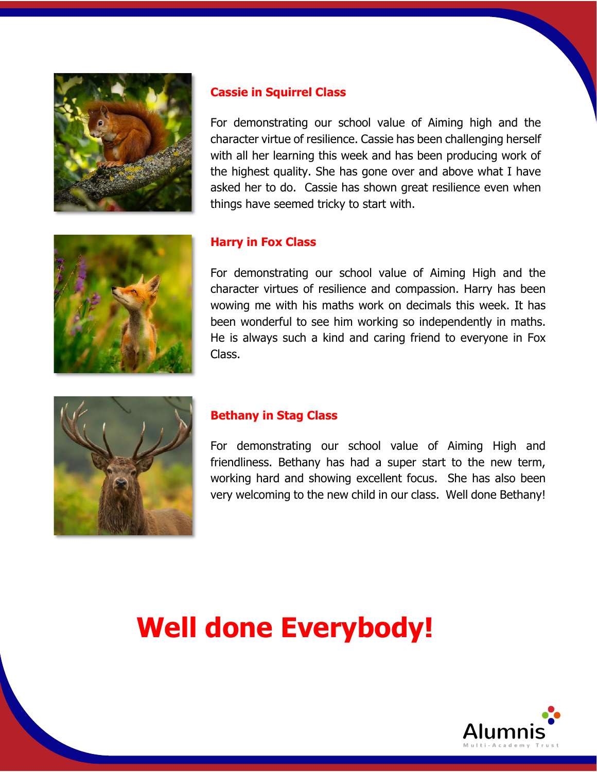### Cassie in Squirrel Class

For demonstrating our school value of Aiming high and the character virtue of resilience. Cassie has been challenging herself with all her learning this week and has been producing work of the highest quality. She has gone over and above what I have asked her to do. Cassie has shown great resilience even when things have seemed tricky to start with.

### Harry in Fox Class

For demonstrating our school value of Aiming High and the character virtues of resilience and compassion. Harry has been wowing me with his maths work on decimals this week. It has been wonderful to see him working so independently in maths. He is always such a kind and caring friend to everyone in Fox Class.

### Bethany in Stag Class

For demonstrating our school value of Aiming High and friendliness. Bethany has had a super start to the new term, working hard and showing excellent focus. She has also been very welcoming to the new child in our class. Well done Bethany!

# Well done Everybody!

Alumnis
Multi-Academy Trust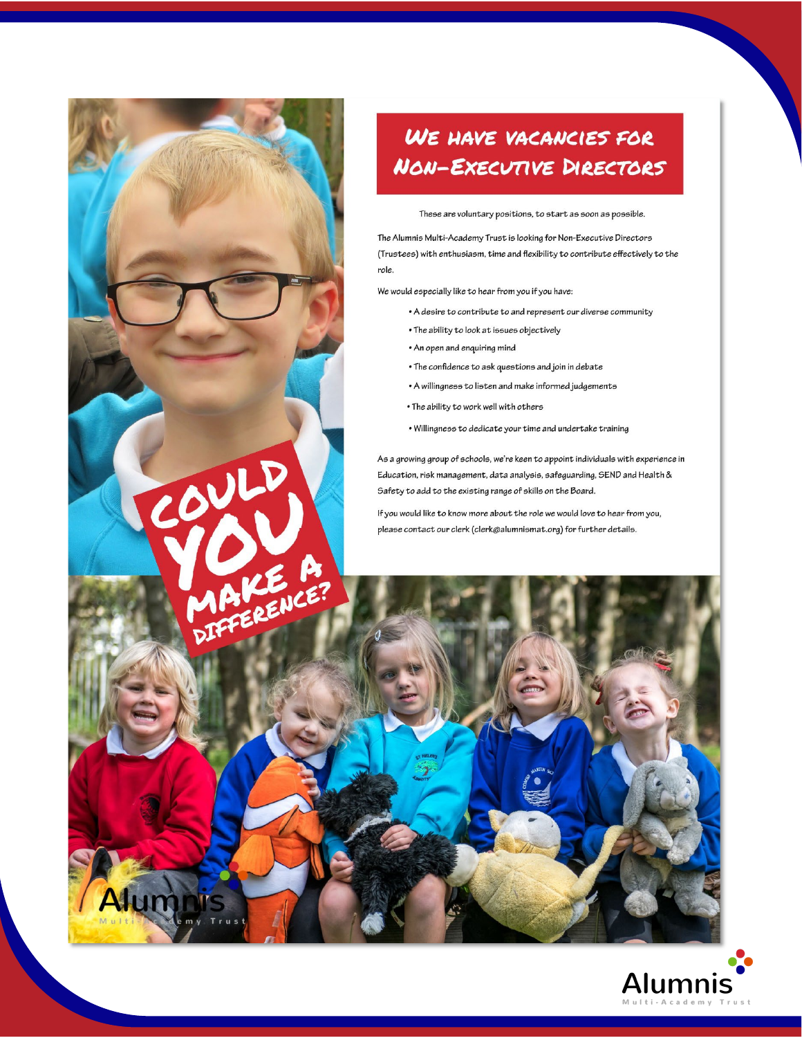# We have vacancies for Non-Executive Directors

These are voluntary positions, to start as soon as possible.

The Alumnis Multi-Academy Trust is looking for Non-Executive Directors (Trustees) with enthusiasm, time and flexibility to contribute effectively to the role.

We would especially like to hear from you if you have:

- A desire to contribute to and represent our diverse community
- The ability to look at issues objectively
- An open and enquiring mind
- The confidence to ask questions and join in debate
- A willingness to listen and make informed judgements
- The ability to work well with others
- Willingness to dedicate your time and undertake training

As a growing group of schools, we're keen to appoint individuals with experience in Education, risk management, data analysis, safeguarding, SEND and Health & Safety to add to the existing range of skills on the Board.

If you would like to know more about the role we would love to hear from you, please contact our clerk (clerk@alumnismat.org) for further details.

COULD YOU MAKE A DIFFERENCE?

Alumnis Multi-Academy Trust